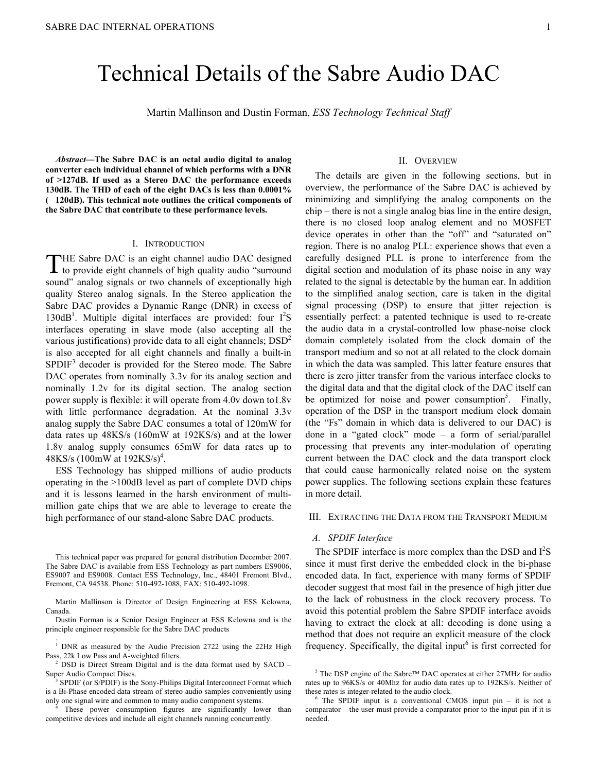# Technical Details of the Sabre Audio DAC

Martin Mallinson and Dustin Forman, *ESS Technology Technical Staff*

***Abstract*—The Sabre DAC is an octal audio digital to analog converter each individual channel of which performs with a DNR of >127dB. If used as a Stereo DAC the performance exceeds 130dB. The THD of each of the eight DACs is less than 0.0001% ( 120dB). This technical note outlines the critical components of the Sabre DAC that contribute to these performance levels.**

## I. Introduction

THE Sabre DAC is an eight channel audio DAC designed to provide eight channels of high quality audio "surround sound" analog signals or two channels of exceptionally high quality Stereo analog signals. In the Stereo application the Sabre DAC provides a Dynamic Range (DNR) in excess of 130dB[1]. Multiple digital interfaces are provided: four $I^2S$ interfaces operating in slave mode (also accepting all the various justifications) provide data to all eight channels; DSD[2] is also accepted for all eight channels and finally a built-in SPDIF[3] decoder is provided for the Stereo mode. The Sabre DAC operates from nominally 3.3v for its analog section and nominally 1.2v for its digital section. The analog section power supply is flexible: it will operate from 4.0v down to1.8v with little performance degradation. At the nominal 3.3v analog supply the Sabre DAC consumes a total of 120mW for data rates up 48KS/s (160mW at 192KS/s) and at the lower 1.8v analog supply consumes 65mW for data rates up to 48KS/s (100mW at 192KS/s)[4].

ESS Technology has shipped millions of audio products operating in the >100dB level as part of complete DVD chips and it is lessons learned in the harsh environment of multi-million gate chips that we are able to leverage to create the high performance of our stand-alone Sabre DAC products.

This technical paper was prepared for general distribution December 2007. The Sabre DAC is available from ESS Technology as part numbers ES9006, ES9007 and ES9008. Contact ESS Technology, Inc., 48401 Fremont Blvd., Fremont, CA 94538. Phone: 510-492-1088, FAX: 510-492-1098.

Martin Mallinson is Director of Design Engineering at ESS Kelowna, Canada.

Dustin Forman is a Senior Design Engineer at ESS Kelowna and is the principle engineer responsible for the Sabre DAC products

[1] DNR as measured by the Audio Precision 2722 using the 22Hz High Pass, 22k Low Pass and A-weighted filters.

[2] DSD is Direct Stream Digital and is the data format used by SACD – Super Audio Compact Discs.

[3] SPDIF (or S/PDIF) is the Sony-Philips Digital Interconnect Format which is a Bi-Phase encoded data stream of stereo audio samples conveniently using only one signal wire and common to many audio component systems.

[4] These power consumption figures are significantly lower than competitive devices and include all eight channels running concurrently.

## II. Overview

The details are given in the following sections, but in overview, the performance of the Sabre DAC is achieved by minimizing and simplifying the analog components on the chip – there is not a single analog bias line in the entire design, there is no closed loop analog element and no MOSFET device operates in other than the "off" and "saturated on" region. There is no analog PLL: experience shows that even a carefully designed PLL is prone to interference from the digital section and modulation of its phase noise in any way related to the signal is detectable by the human ear. In addition to the simplified analog section, care is taken in the digital signal processing (DSP) to ensure that jitter rejection is essentially perfect: a patented technique is used to re-create the audio data in a crystal-controlled low phase-noise clock domain completely isolated from the clock domain of the transport medium and so not at all related to the clock domain in which the data was sampled. This latter feature ensures that there is zero jitter transfer from the various interface clocks to the digital data and that the digital clock of the DAC itself can be optimized for noise and power consumption[5]. Finally, operation of the DSP in the transport medium clock domain (the "Fs" domain in which data is delivered to our DAC) is done in a "gated clock" mode – a form of serial/parallel processing that prevents any inter-modulation of operating current between the DAC clock and the data transport clock that could cause harmonically related noise on the system power supplies. The following sections explain these features in more detail.

## III. Extracting the Data from the Transport Medium

### A. SPDIF Interface

The SPDIF interface is more complex than the DSD and $I^2S$ since it must first derive the embedded clock in the bi-phase encoded data. In fact, experience with many forms of SPDIF decoder suggest that most fail in the presence of high jitter due to the lack of robustness in the clock recovery process. To avoid this potential problem the Sabre SPDIF interface avoids having to extract the clock at all: decoding is done using a method that does not require an explicit measure of the clock frequency. Specifically, the digital input[6] is first corrected for

[5] The DSP engine of the Sabre™ DAC operates at either 27MHz for audio rates up to 96KS/s or 40Mhz for audio data rates up to 192KS/s. Neither of these rates is integer-related to the audio clock.

[6] The SPDIF input is a conventional CMOS input pin – it is not a comparator – the user must provide a comparator prior to the input pin if it is needed.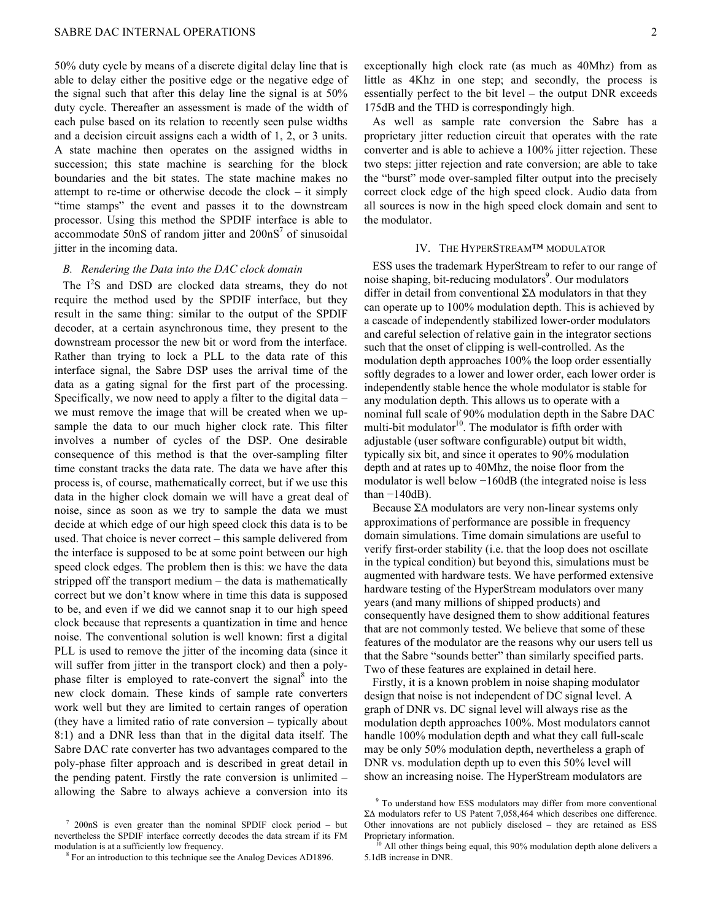50% duty cycle by means of a discrete digital delay line that is able to delay either the positive edge or the negative edge of the signal such that after this delay line the signal is at 50% duty cycle. Thereafter an assessment is made of the width of each pulse based on its relation to recently seen pulse widths and a decision circuit assigns each a width of 1, 2, or 3 units. A state machine then operates on the assigned widths in succession; this state machine is searching for the block boundaries and the bit states. The state machine makes no attempt to re-time or otherwise decode the clock – it simply "time stamps" the event and passes it to the downstream processor. Using this method the SPDIF interface is able to accommodate 50nS of random jitter and 200nS[7] of sinusoidal jitter in the incoming data.

### B. Rendering the Data into the DAC clock domain

The I$^2$S and DSD are clocked data streams, they do not require the method used by the SPDIF interface, but they result in the same thing: similar to the output of the SPDIF decoder, at a certain asynchronous time, they present to the downstream processor the new bit or word from the interface. Rather than trying to lock a PLL to the data rate of this interface signal, the Sabre DSP uses the arrival time of the data as a gating signal for the first part of the processing. Specifically, we now need to apply a filter to the digital data – we must remove the image that will be created when we up-sample the data to our much higher clock rate. This filter involves a number of cycles of the DSP. One desirable consequence of this method is that the over-sampling filter time constant tracks the data rate. The data we have after this process is, of course, mathematically correct, but if we use this data in the higher clock domain we will have a great deal of noise, since as soon as we try to sample the data we must decide at which edge of our high speed clock this data is to be used. That choice is never correct – this sample delivered from the interface is supposed to be at some point between our high speed clock edges. The problem then is this: we have the data stripped off the transport medium – the data is mathematically correct but we don't know where in time this data is supposed to be, and even if we did we cannot snap it to our high speed clock because that represents a quantization in time and hence noise. The conventional solution is well known: first a digital PLL is used to remove the jitter of the incoming data (since it will suffer from jitter in the transport clock) and then a poly-phase filter is employed to rate-convert the signal[8] into the new clock domain. These kinds of sample rate converters work well but they are limited to certain ranges of operation (they have a limited ratio of rate conversion – typically about 8:1) and a DNR less than that in the digital data itself. The Sabre DAC rate converter has two advantages compared to the poly-phase filter approach and is described in great detail in the pending patent. Firstly the rate conversion is unlimited – allowing the Sabre to always achieve a conversion into its exceptionally high clock rate (as much as 40Mhz) from as little as 4Khz in one step; and secondly, the process is essentially perfect to the bit level – the output DNR exceeds 175dB and the THD is correspondingly high.

As well as sample rate conversion the Sabre has a proprietary jitter reduction circuit that operates with the rate converter and is able to achieve a 100% jitter rejection. These two steps: jitter rejection and rate conversion; are able to take the "burst" mode over-sampled filter output into the precisely correct clock edge of the high speed clock. Audio data from all sources is now in the high speed clock domain and sent to the modulator.

## IV. The HyperStream™ modulator

ESS uses the trademark HyperStream to refer to our range of noise shaping, bit-reducing modulators[9]. Our modulators differ in detail from conventional ΣΔ modulators in that they can operate up to 100% modulation depth. This is achieved by a cascade of independently stabilized lower-order modulators and careful selection of relative gain in the integrator sections such that the onset of clipping is well-controlled. As the modulation depth approaches 100% the loop order essentially softly degrades to a lower and lower order, each lower order is independently stable hence the whole modulator is stable for any modulation depth. This allows us to operate with a nominal full scale of 90% modulation depth in the Sabre DAC multi-bit modulator[10]. The modulator is fifth order with adjustable (user software configurable) output bit width, typically six bit, and since it operates to 90% modulation depth and at rates up to 40Mhz, the noise floor from the modulator is well below −160dB (the integrated noise is less than −140dB).

Because ΣΔ modulators are very non-linear systems only approximations of performance are possible in frequency domain simulations. Time domain simulations are useful to verify first-order stability (i.e. that the loop does not oscillate in the typical condition) but beyond this, simulations must be augmented with hardware tests. We have performed extensive hardware testing of the HyperStream modulators over many years (and many millions of shipped products) and consequently have designed them to show additional features that are not commonly tested. We believe that some of these features of the modulator are the reasons why our users tell us that the Sabre "sounds better" than similarly specified parts. Two of these features are explained in detail here.

Firstly, it is a known problem in noise shaping modulator design that noise is not independent of DC signal level. A graph of DNR vs. DC signal level will always rise as the modulation depth approaches 100%. Most modulators cannot handle 100% modulation depth and what they call full-scale may be only 50% modulation depth, nevertheless a graph of DNR vs. modulation depth up to even this 50% level will show an increasing noise. The HyperStream modulators are

[7] 200nS is even greater than the nominal SPDIF clock period – but nevertheless the SPDIF interface correctly decodes the data stream if its FM modulation is at a sufficiently low frequency.

[8] For an introduction to this technique see the Analog Devices AD1896.

[9] To understand how ESS modulators may differ from more conventional ΣΔ modulators refer to US Patent 7,058,464 which describes one difference. Other innovations are not publicly disclosed – they are retained as ESS Proprietary information.

[10] All other things being equal, this 90% modulation depth alone delivers a 5.1dB increase in DNR.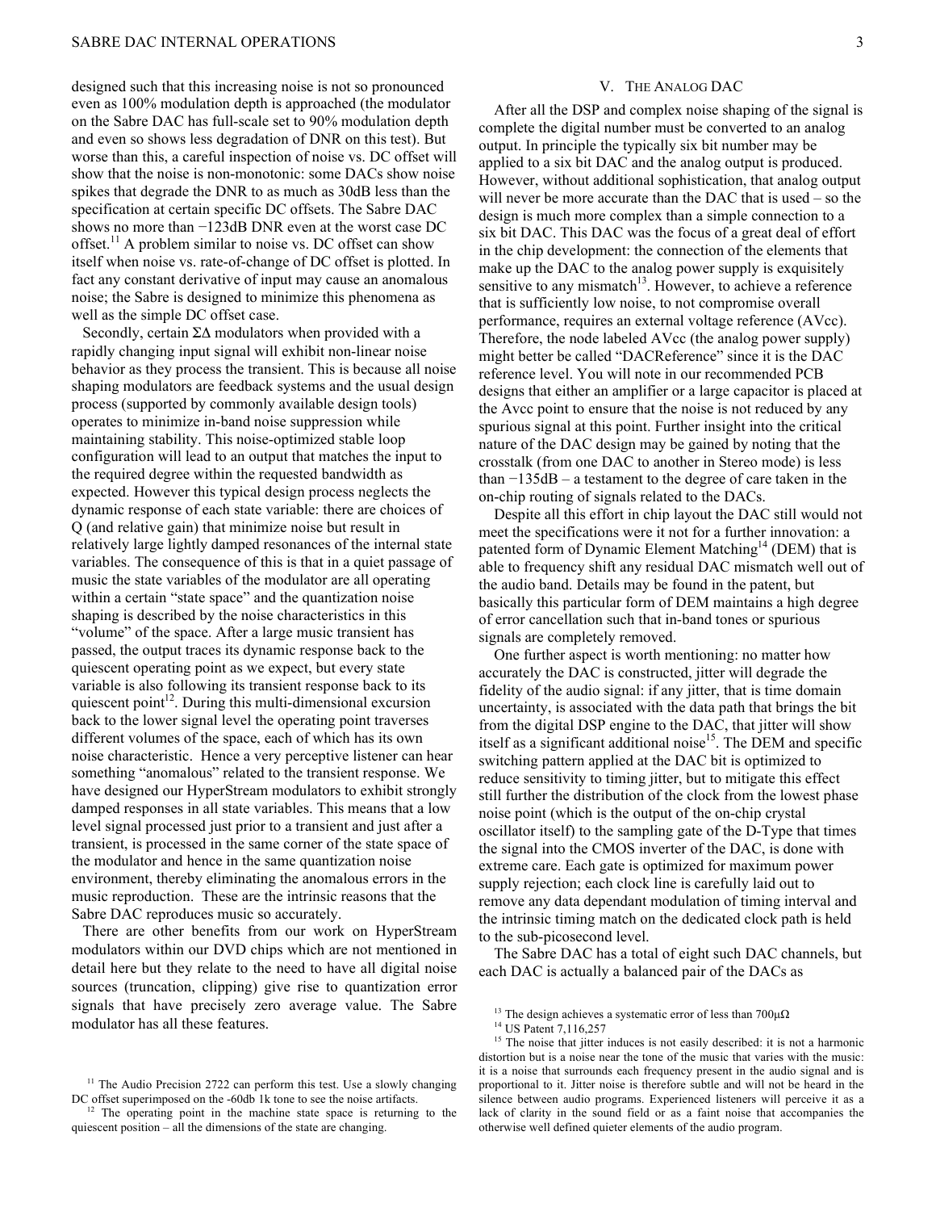designed such that this increasing noise is not so pronounced even as 100% modulation depth is approached (the modulator on the Sabre DAC has full-scale set to 90% modulation depth and even so shows less degradation of DNR on this test). But worse than this, a careful inspection of noise vs. DC offset will show that the noise is non-monotonic: some DACs show noise spikes that degrade the DNR to as much as 30dB less than the specification at certain specific DC offsets. The Sabre DAC shows no more than −123dB DNR even at the worst case DC offset.[11] A problem similar to noise vs. DC offset can show itself when noise vs. rate-of-change of DC offset is plotted. In fact any constant derivative of input may cause an anomalous noise; the Sabre is designed to minimize this phenomena as well as the simple DC offset case.

Secondly, certain ΣΔ modulators when provided with a rapidly changing input signal will exhibit non-linear noise behavior as they process the transient. This is because all noise shaping modulators are feedback systems and the usual design process (supported by commonly available design tools) operates to minimize in-band noise suppression while maintaining stability. This noise-optimized stable loop configuration will lead to an output that matches the input to the required degree within the requested bandwidth as expected. However this typical design process neglects the dynamic response of each state variable: there are choices of Q (and relative gain) that minimize noise but result in relatively large lightly damped resonances of the internal state variables. The consequence of this is that in a quiet passage of music the state variables of the modulator are all operating within a certain "state space" and the quantization noise shaping is described by the noise characteristics in this "volume" of the space. After a large music transient has passed, the output traces its dynamic response back to the quiescent operating point as we expect, but every state variable is also following its transient response back to its quiescent point[12]. During this multi-dimensional excursion back to the lower signal level the operating point traverses different volumes of the space, each of which has its own noise characteristic. Hence a very perceptive listener can hear something "anomalous" related to the transient response. We have designed our HyperStream modulators to exhibit strongly damped responses in all state variables. This means that a low level signal processed just prior to a transient and just after a transient, is processed in the same corner of the state space of the modulator and hence in the same quantization noise environment, thereby eliminating the anomalous errors in the music reproduction. These are the intrinsic reasons that the Sabre DAC reproduces music so accurately.

There are other benefits from our work on HyperStream modulators within our DVD chips which are not mentioned in detail here but they relate to the need to have all digital noise sources (truncation, clipping) give rise to quantization error signals that have precisely zero average value. The Sabre modulator has all these features.

[11] The Audio Precision 2722 can perform this test. Use a slowly changing DC offset superimposed on the -60db 1k tone to see the noise artifacts.

[12] The operating point in the machine state space is returning to the quiescent position – all the dimensions of the state are changing.

## V. The Analog DAC

After all the DSP and complex noise shaping of the signal is complete the digital number must be converted to an analog output. In principle the typically six bit number may be applied to a six bit DAC and the analog output is produced. However, without additional sophistication, that analog output will never be more accurate than the DAC that is used – so the design is much more complex than a simple connection to a six bit DAC. This DAC was the focus of a great deal of effort in the chip development: the connection of the elements that make up the DAC to the analog power supply is exquisitely sensitive to any mismatch[13]. However, to achieve a reference that is sufficiently low noise, to not compromise overall performance, requires an external voltage reference (AVcc). Therefore, the node labeled AVcc (the analog power supply) might better be called "DACReference" since it is the DAC reference level. You will note in our recommended PCB designs that either an amplifier or a large capacitor is placed at the Avcc point to ensure that the noise is not reduced by any spurious signal at this point. Further insight into the critical nature of the DAC design may be gained by noting that the crosstalk (from one DAC to another in Stereo mode) is less than −135dB – a testament to the degree of care taken in the on-chip routing of signals related to the DACs.

Despite all this effort in chip layout the DAC still would not meet the specifications were it not for a further innovation: a patented form of Dynamic Element Matching[14] (DEM) that is able to frequency shift any residual DAC mismatch well out of the audio band. Details may be found in the patent, but basically this particular form of DEM maintains a high degree of error cancellation such that in-band tones or spurious signals are completely removed.

One further aspect is worth mentioning: no matter how accurately the DAC is constructed, jitter will degrade the fidelity of the audio signal: if any jitter, that is time domain uncertainty, is associated with the data path that brings the bit from the digital DSP engine to the DAC, that jitter will show itself as a significant additional noise[15]. The DEM and specific switching pattern applied at the DAC bit is optimized to reduce sensitivity to timing jitter, but to mitigate this effect still further the distribution of the clock from the lowest phase noise point (which is the output of the on-chip crystal oscillator itself) to the sampling gate of the D-Type that times the signal into the CMOS inverter of the DAC, is done with extreme care. Each gate is optimized for maximum power supply rejection; each clock line is carefully laid out to remove any data dependant modulation of timing interval and the intrinsic timing match on the dedicated clock path is held to the sub-picosecond level.

The Sabre DAC has a total of eight such DAC channels, but each DAC is actually a balanced pair of the DACs as

[13] The design achieves a systematic error of less than 700μΩ

[14] US Patent 7,116,257

[15] The noise that jitter induces is not easily described: it is not a harmonic distortion but is a noise near the tone of the music that varies with the music: it is a noise that surrounds each frequency present in the audio signal and is proportional to it. Jitter noise is therefore subtle and will not be heard in the silence between audio programs. Experienced listeners will perceive it as a lack of clarity in the sound field or as a faint noise that accompanies the otherwise well defined quieter elements of the audio program.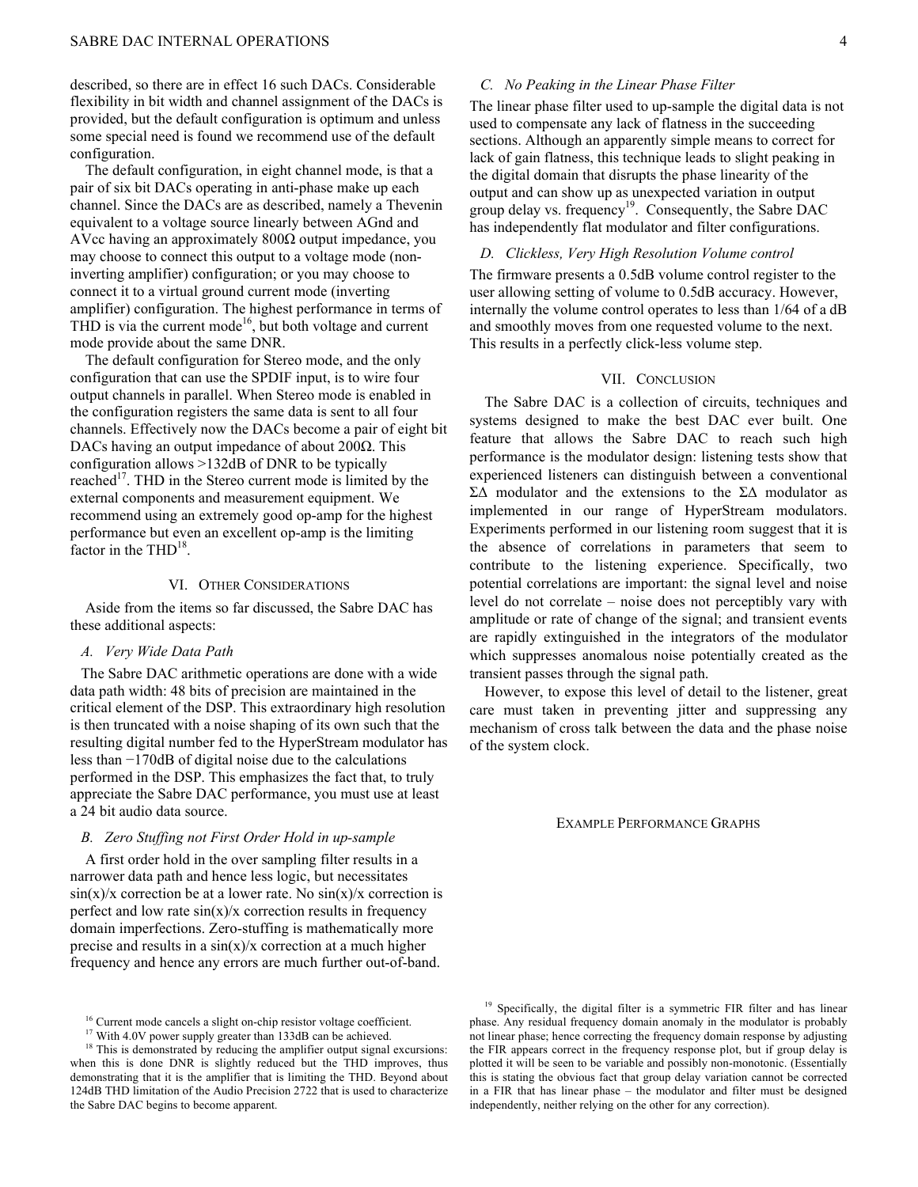described, so there are in effect 16 such DACs. Considerable flexibility in bit width and channel assignment of the DACs is provided, but the default configuration is optimum and unless some special need is found we recommend use of the default configuration.

The default configuration, in eight channel mode, is that a pair of six bit DACs operating in anti-phase make up each channel. Since the DACs are as described, namely a Thevenin equivalent to a voltage source linearly between AGnd and AVcc having an approximately 800Ω output impedance, you may choose to connect this output to a voltage mode (non-inverting amplifier) configuration; or you may choose to connect it to a virtual ground current mode (inverting amplifier) configuration. The highest performance in terms of THD is via the current mode[16], but both voltage and current mode provide about the same DNR.

The default configuration for Stereo mode, and the only configuration that can use the SPDIF input, is to wire four output channels in parallel. When Stereo mode is enabled in the configuration registers the same data is sent to all four channels. Effectively now the DACs become a pair of eight bit DACs having an output impedance of about 200Ω. This configuration allows >132dB of DNR to be typically reached[17]. THD in the Stereo current mode is limited by the external components and measurement equipment. We recommend using an extremely good op-amp for the highest performance but even an excellent op-amp is the limiting factor in the THD[18].

## VI. Other Considerations

Aside from the items so far discussed, the Sabre DAC has these additional aspects:

### A. Very Wide Data Path

The Sabre DAC arithmetic operations are done with a wide data path width: 48 bits of precision are maintained in the critical element of the DSP. This extraordinary high resolution is then truncated with a noise shaping of its own such that the resulting digital number fed to the HyperStream modulator has less than −170dB of digital noise due to the calculations performed in the DSP. This emphasizes the fact that, to truly appreciate the Sabre DAC performance, you must use at least a 24 bit audio data source.

### B. Zero Stuffing not First Order Hold in up-sample

A first order hold in the over sampling filter results in a narrower data path and hence less logic, but necessitates sin(x)/x correction be at a lower rate. No sin(x)/x correction is perfect and low rate sin(x)/x correction results in frequency domain imperfections. Zero-stuffing is mathematically more precise and results in a sin(x)/x correction at a much higher frequency and hence any errors are much further out-of-band.

### C. No Peaking in the Linear Phase Filter

The linear phase filter used to up-sample the digital data is not used to compensate any lack of flatness in the succeeding sections. Although an apparently simple means to correct for lack of gain flatness, this technique leads to slight peaking in the digital domain that disrupts the phase linearity of the output and can show up as unexpected variation in output group delay vs. frequency[19]. Consequently, the Sabre DAC has independently flat modulator and filter configurations.

### D. Clickless, Very High Resolution Volume control

The firmware presents a 0.5dB volume control register to the user allowing setting of volume to 0.5dB accuracy. However, internally the volume control operates to less than 1/64 of a dB and smoothly moves from one requested volume to the next. This results in a perfectly click-less volume step.

## VII. Conclusion

The Sabre DAC is a collection of circuits, techniques and systems designed to make the best DAC ever built. One feature that allows the Sabre DAC to reach such high performance is the modulator design: listening tests show that experienced listeners can distinguish between a conventional ΣΔ modulator and the extensions to the ΣΔ modulator as implemented in our range of HyperStream modulators. Experiments performed in our listening room suggest that it is the absence of correlations in parameters that seem to contribute to the listening experience. Specifically, two potential correlations are important: the signal level and noise level do not correlate – noise does not perceptibly vary with amplitude or rate of change of the signal; and transient events are rapidly extinguished in the integrators of the modulator which suppresses anomalous noise potentially created as the transient passes through the signal path.

However, to expose this level of detail to the listener, great care must taken in preventing jitter and suppressing any mechanism of cross talk between the data and the phase noise of the system clock.

## Example Performance Graphs

[16] Current mode cancels a slight on-chip resistor voltage coefficient.

[17] With 4.0V power supply greater than 133dB can be achieved.

[18] This is demonstrated by reducing the amplifier output signal excursions: when this is done DNR is slightly reduced but the THD improves, thus demonstrating that it is the amplifier that is limiting the THD. Beyond about 124dB THD limitation of the Audio Precision 2722 that is used to characterize the Sabre DAC begins to become apparent.

[19] Specifically, the digital filter is a symmetric FIR filter and has linear phase. Any residual frequency domain anomaly in the modulator is probably not linear phase; hence correcting the frequency domain response by adjusting the FIR appears correct in the frequency response plot, but if group delay is plotted it will be seen to be variable and possibly non-monotonic. (Essentially this is stating the obvious fact that group delay variation cannot be corrected in a FIR that has linear phase – the modulator and filter must be designed independently, neither relying on the other for any correction).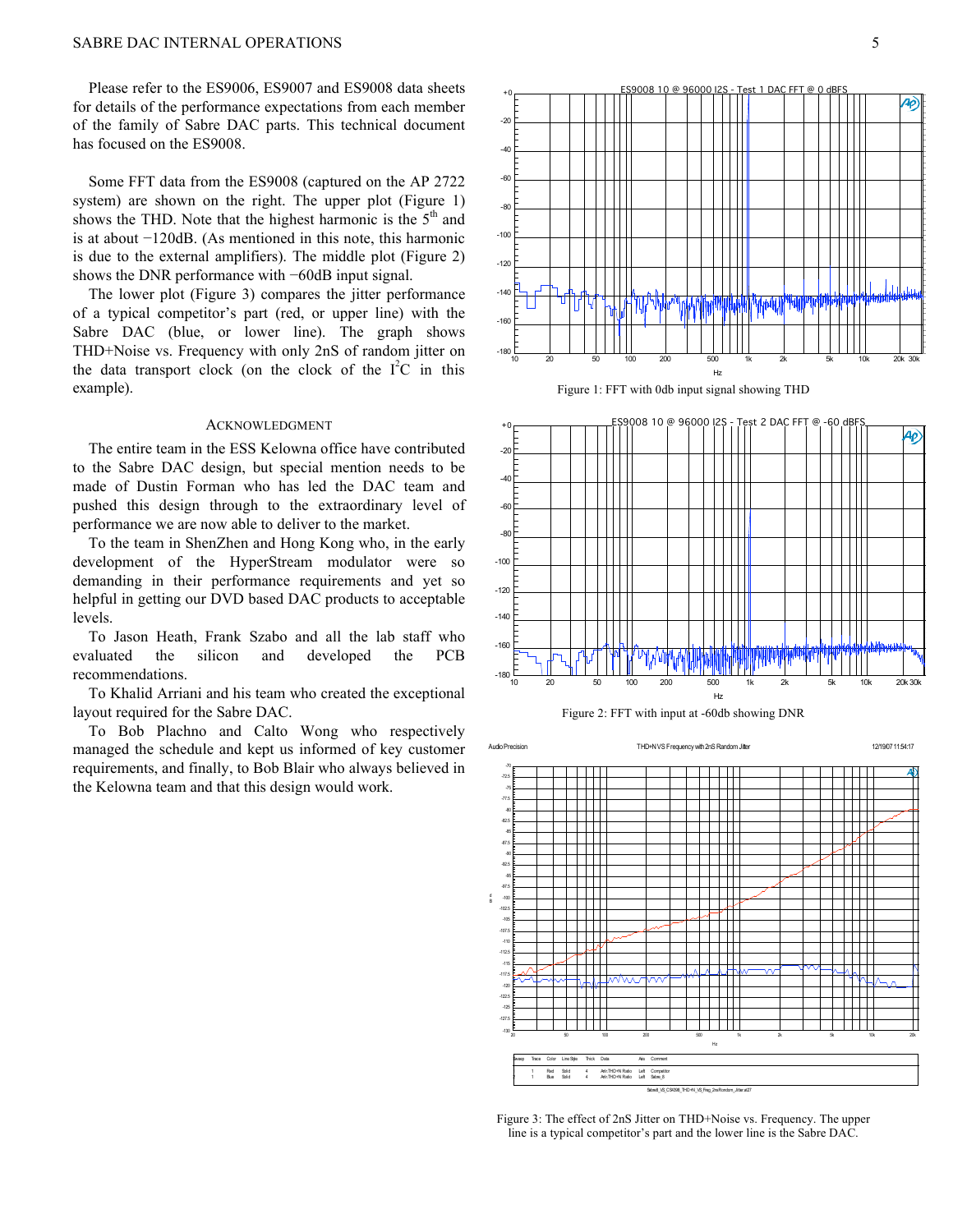Please refer to the ES9006, ES9007 and ES9008 data sheets for details of the performance expectations from each member of the family of Sabre DAC parts. This technical document has focused on the ES9008.

Some FFT data from the ES9008 (captured on the AP 2722 system) are shown on the right. The upper plot (Figure 1) shows the THD. Note that the highest harmonic is the 5th and is at about −120dB. (As mentioned in this note, this harmonic is due to the external amplifiers). The middle plot (Figure 2) shows the DNR performance with −60dB input signal.

The lower plot (Figure 3) compares the jitter performance of a typical competitor's part (red, or upper line) with the Sabre DAC (blue, or lower line). The graph shows THD+Noise vs. Frequency with only 2nS of random jitter on the data transport clock (on the clock of the $I^2C$ in this example).

## Acknowledgment

The entire team in the ESS Kelowna office have contributed to the Sabre DAC design, but special mention needs to be made of Dustin Forman who has led the DAC team and pushed this design through to the extraordinary level of performance we are now able to deliver to the market.

To the team in ShenZhen and Hong Kong who, in the early development of the HyperStream modulator were so demanding in their performance requirements and yet so helpful in getting our DVD based DAC products to acceptable levels.

To Jason Heath, Frank Szabo and all the lab staff who evaluated the silicon and developed the PCB recommendations.

To Khalid Arriani and his team who created the exceptional layout required for the Sabre DAC.

To Bob Plachno and Calto Wong who respectively managed the schedule and kept us informed of key customer requirements, and finally, to Bob Blair who always believed in the Kelowna team and that this design would work.

ES9008 10 @ 96000 I2S - Test 1 DAC FFT @ 0 dBFS

+0
-20
-40
-60
-80
-100
-120
-140
-160
-180

10 20 50 100 200 500 1k 2k 5k 10k 20k 30k

Hz

Figure 1: FFT with 0db input signal showing THD

ES9008 10 @ 96000 I2S - Test 2 DAC FFT @ -60 dBFS

+0
-20
-40
-60
-80
-100
-120
-140
-160
-180

10 20 50 100 200 500 1k 2k 5k 10k 20k 30k

Hz

Figure 2: FFT with input at -60db showing DNR

Audio Precision

THD+N VS Frequency with 2nS Random Jitter

12/19/07 11:54:17

-70
-72.5
-75
-77.5
-80
-82.5
-85
-87.5
-90
-92.5
-95
-97.5
-100
-102.5
-105
-107.5
-110
-112.5
-115
-117.5
-120
-122.5
-125
-127.5
-130

d
B

20 50 100 200 500 1k 2k 5k 10k 20k

Hz

| Sweep | Trace | Color | Line Style | Thick | Data | Axis | Comment |
| --- | --- | --- | --- | --- | --- | --- | --- |
| 1 | 1 | Red | Solid | 4 | Anlr.THD+N Ratio | Left | Competitor |
| 2 | 1 | Blue | Solid | 4 | Anlr.THD+N Ratio | Left | Sabre_8 |

Sabre8_VS_CS4398_THD+N_VS_Freq_2nsRandom_Jitter.at27

Figure 3: The effect of 2nS Jitter on THD+Noise vs. Frequency. The upper line is a typical competitor's part and the lower line is the Sabre DAC.